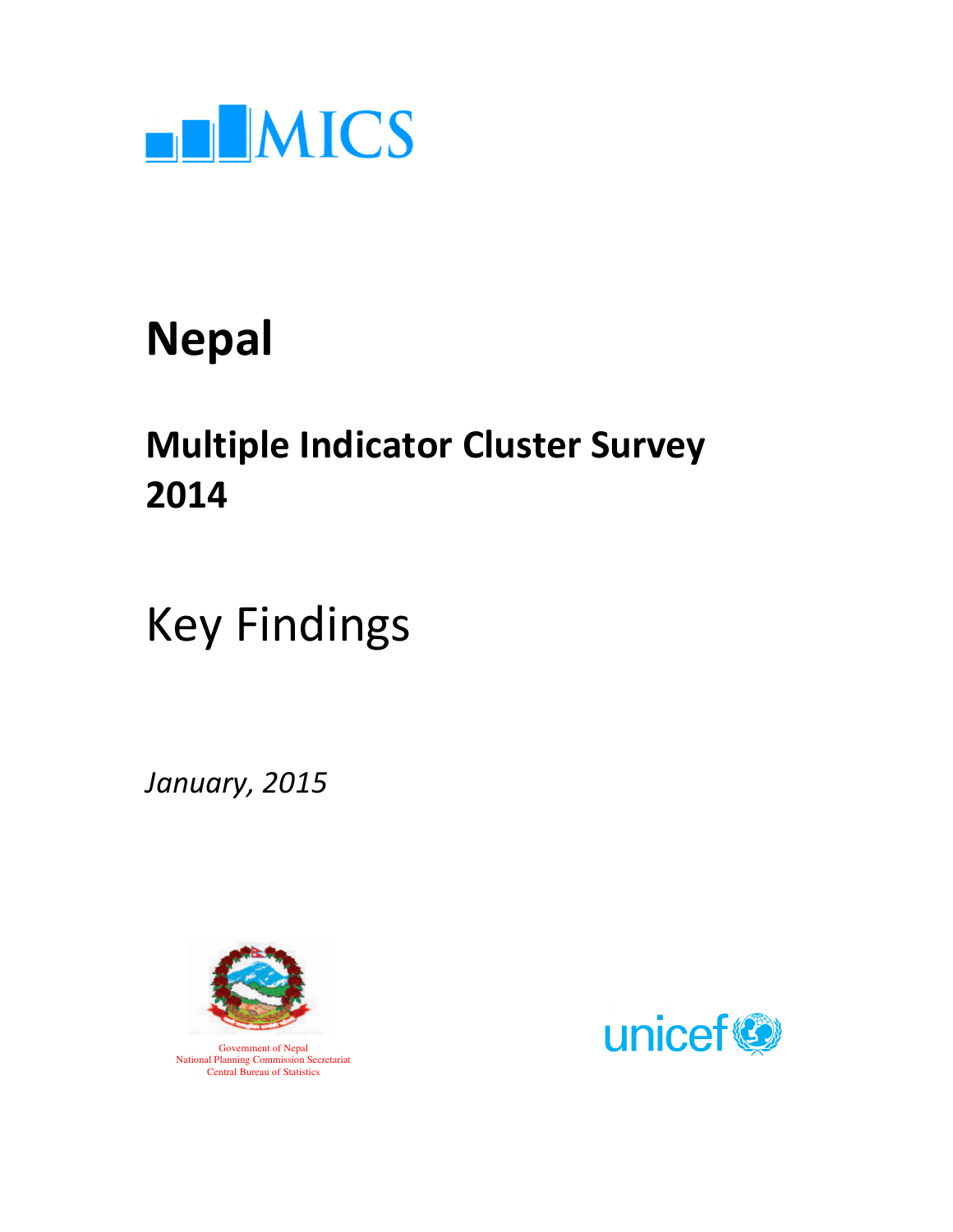MICS

# Nepal

## Multiple Indicator Cluster Survey 2014

# Key Findings

*January, 2015*

Government of Nepal
National Planning Commission Secretariat
Central Bureau of Statistics

unicef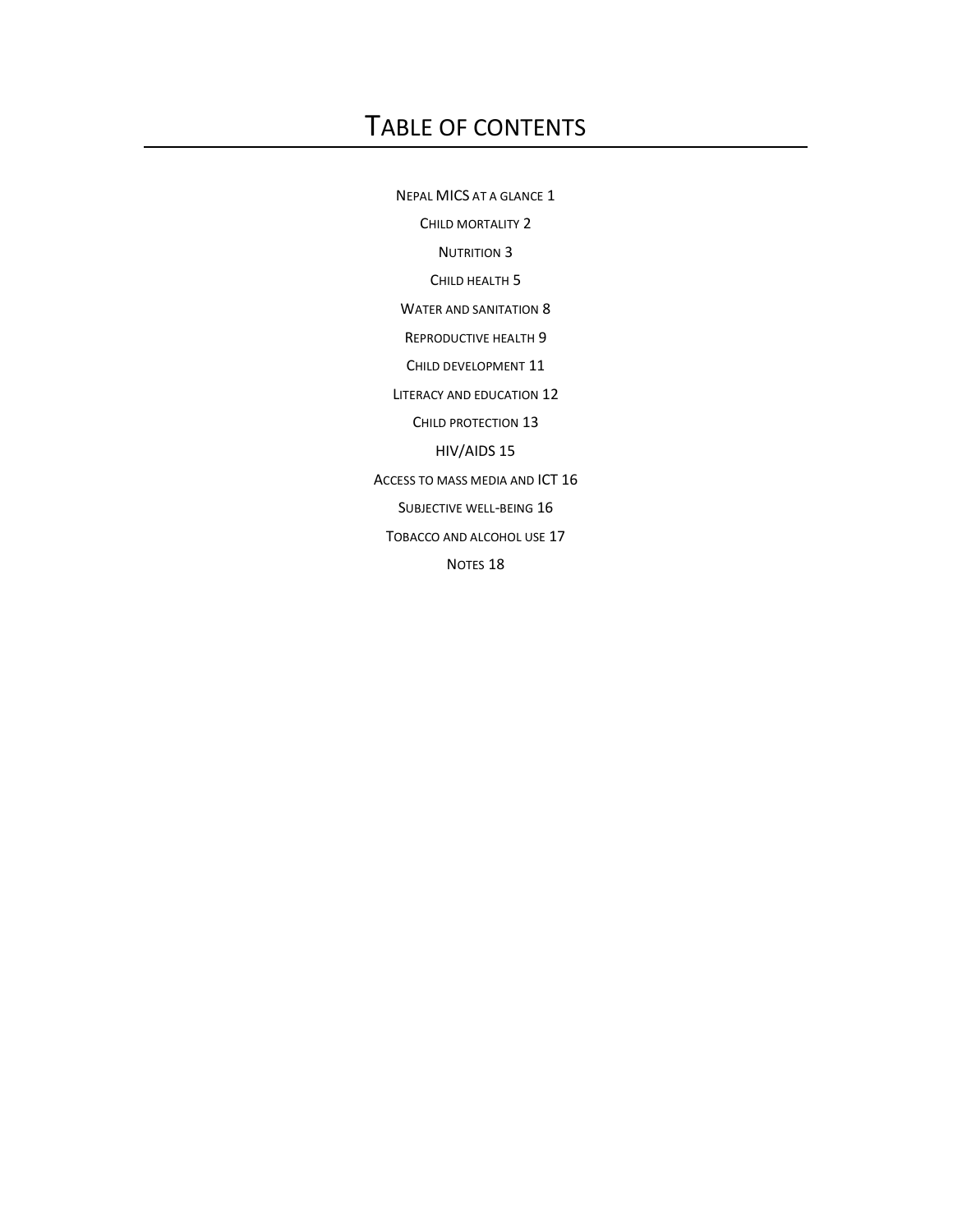# TABLE OF CONTENTS

NEPAL MICS AT A GLANCE 1

CHILD MORTALITY 2

NUTRITION 3

CHILD HEALTH 5

WATER AND SANITATION 8

REPRODUCTIVE HEALTH 9

CHILD DEVELOPMENT 11

LITERACY AND EDUCATION 12

CHILD PROTECTION 13

HIV/AIDS 15

ACCESS TO MASS MEDIA AND ICT 16

SUBJECTIVE WELL-BEING 16

TOBACCO AND ALCOHOL USE 17

NOTES 18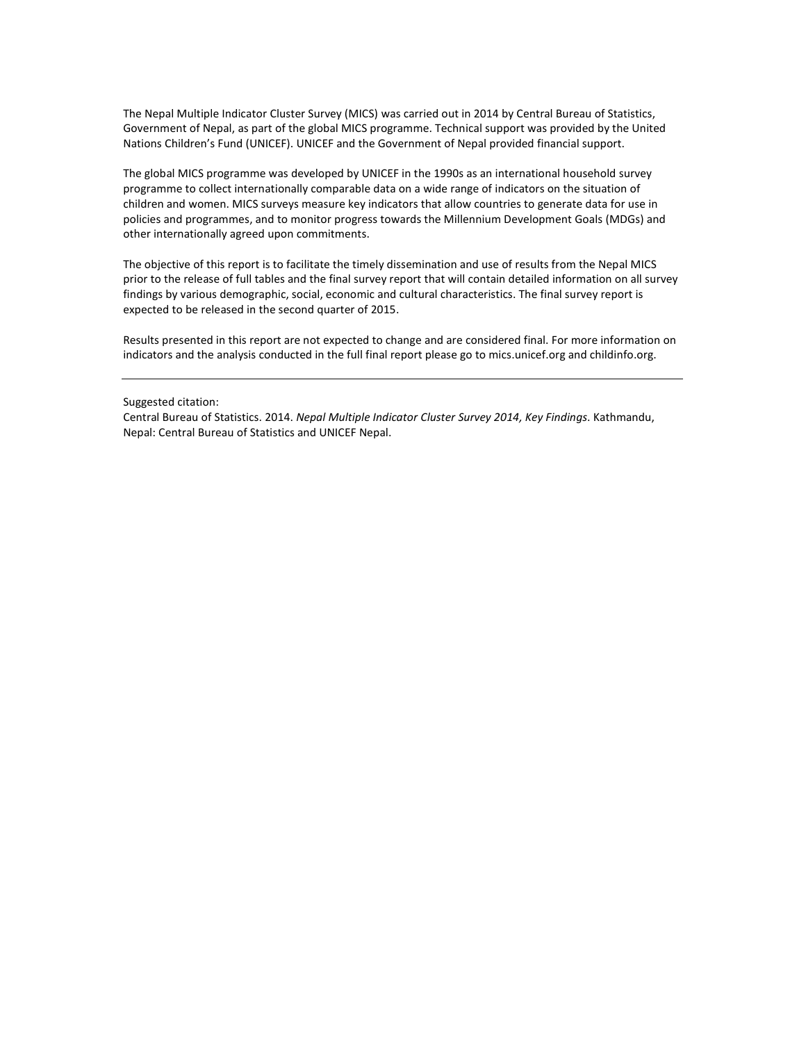The Nepal Multiple Indicator Cluster Survey (MICS) was carried out in 2014 by Central Bureau of Statistics, Government of Nepal, as part of the global MICS programme. Technical support was provided by the United Nations Children's Fund (UNICEF). UNICEF and the Government of Nepal provided financial support.

The global MICS programme was developed by UNICEF in the 1990s as an international household survey programme to collect internationally comparable data on a wide range of indicators on the situation of children and women. MICS surveys measure key indicators that allow countries to generate data for use in policies and programmes, and to monitor progress towards the Millennium Development Goals (MDGs) and other internationally agreed upon commitments.

The objective of this report is to facilitate the timely dissemination and use of results from the Nepal MICS prior to the release of full tables and the final survey report that will contain detailed information on all survey findings by various demographic, social, economic and cultural characteristics. The final survey report is expected to be released in the second quarter of 2015.

Results presented in this report are not expected to change and are considered final. For more information on indicators and the analysis conducted in the full final report please go to mics.unicef.org and childinfo.org.

---

Suggested citation:
Central Bureau of Statistics. 2014. *Nepal Multiple Indicator Cluster Survey 2014, Key Findings*. Kathmandu, Nepal: Central Bureau of Statistics and UNICEF Nepal.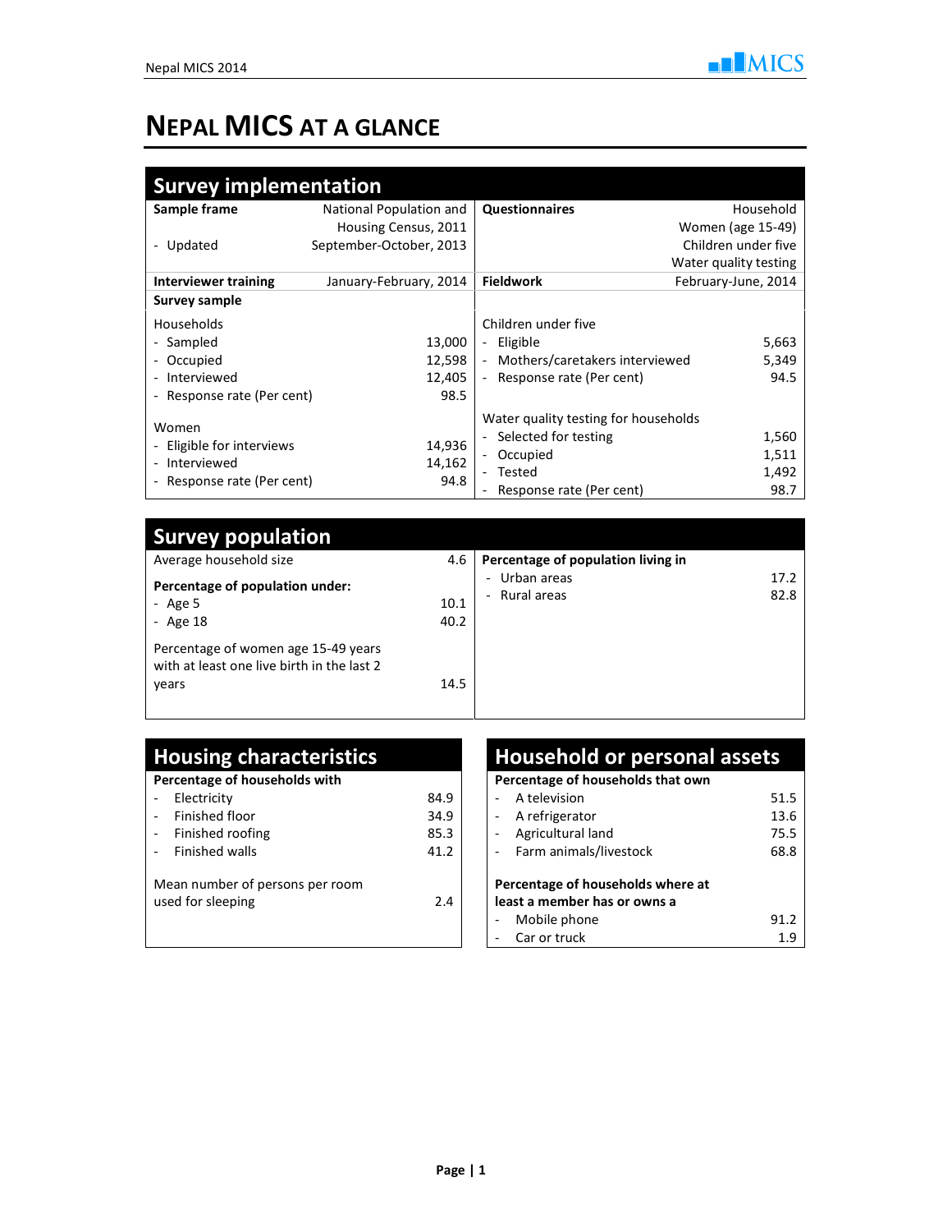# NEPAL MICS AT A GLANCE

## Survey implementation

| Sample frame | National Population and Housing Census, 2011 | Questionnaires | Household<br>Women (age 15-49)<br>Children under five<br>Water quality testing |
|---|---|---|---|
| - Updated | September-October, 2013 | | |
| **Interviewer training** | January-February, 2014 | **Fieldwork** | February-June, 2014 |

**Survey sample**

| Households | | Children under five | |
|---|---|---|---|
| - Sampled | 13,000 | - Eligible | 5,663 |
| - Occupied | 12,598 | - Mothers/caretakers interviewed | 5,349 |
| - Interviewed | 12,405 | - Response rate (Per cent) | 94.5 |
| - Response rate (Per cent) | 98.5 | | |
| **Women** | | **Water quality testing for households** | |
| - Eligible for interviews | 14,936 | - Selected for testing | 1,560 |
| - Interviewed | 14,162 | - Occupied | 1,511 |
| - Response rate (Per cent) | 94.8 | - Tested | 1,492 |
| | | - Response rate (Per cent) | 98.7 |

## Survey population

| | | | |
|---|---|---|---|
| Average household size | 4.6 | **Percentage of population living in** | |
| **Percentage of population under:** | | - Urban areas | 17.2 |
| - Age 5 | 10.1 | - Rural areas | 82.8 |
| - Age 18 | 40.2 | | |
| Percentage of women age 15-49 years with at least one live birth in the last 2 years | 14.5 | | |

## Housing characteristics

| Percentage of households with | |
|---|---|
| - Electricity | 84.9 |
| - Finished floor | 34.9 |
| - Finished roofing | 85.3 |
| - Finished walls | 41.2 |
| Mean number of persons per room used for sleeping | 2.4 |

## Household or personal assets

| Percentage of households that own | |
|---|---|
| - A television | 51.5 |
| - A refrigerator | 13.6 |
| - Agricultural land | 75.5 |
| - Farm animals/livestock | 68.8 |
| **Percentage of households where at least a member has or owns a** | |
| - Mobile phone | 91.2 |
| - Car or truck | 1.9 |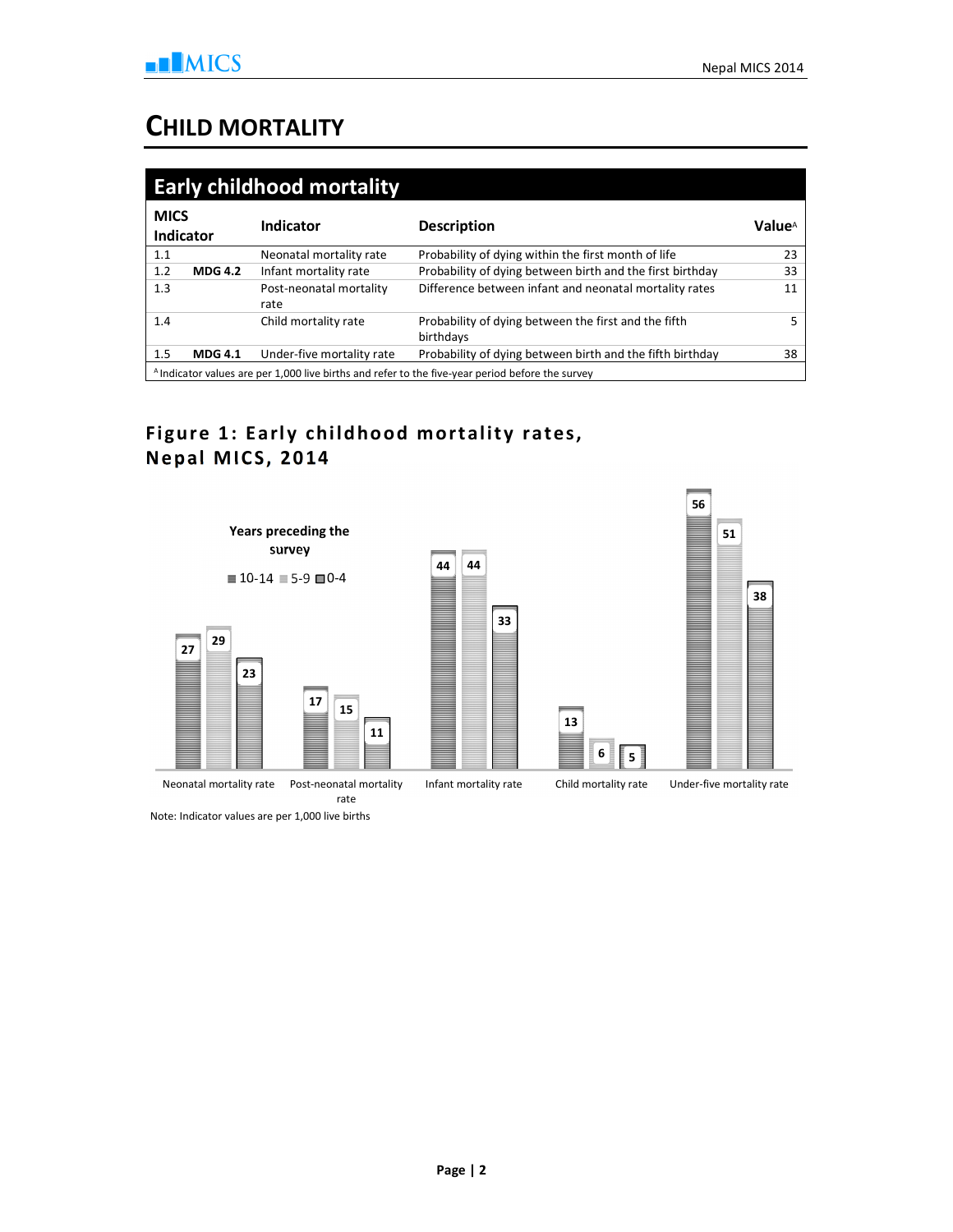# CHILD MORTALITY

## Early childhood mortality

| MICS Indicator | | Indicator | Description | Value[A] |
|---|---|---|---|---|
| 1.1 | | Neonatal mortality rate | Probability of dying within the first month of life | 23 |
| 1.2 | MDG 4.2 | Infant mortality rate | Probability of dying between birth and the first birthday | 33 |
| 1.3 | | Post-neonatal mortality rate | Difference between infant and neonatal mortality rates | 11 |
| 1.4 | | Child mortality rate | Probability of dying between the first and the fifth birthdays | 5 |
| 1.5 | MDG 4.1 | Under-five mortality rate | Probability of dying between birth and the fifth birthday | 38 |

[A] Indicator values are per 1,000 live births and refer to the five-year period before the survey

### Figure 1: Early childhood mortality rates, Nepal MICS, 2014

Years preceding the survey

| | 10-14 | 5-9 | 0-4 |
|---|---|---|---|
| Neonatal mortality rate | 27 | 29 | 23 |
| Post-neonatal mortality rate | 17 | 15 | 11 |
| Infant mortality rate | 44 | 44 | 33 |
| Child mortality rate | 13 | 6 | 5 |
| Under-five mortality rate | 56 | 51 | 38 |

Note: Indicator values are per 1,000 live births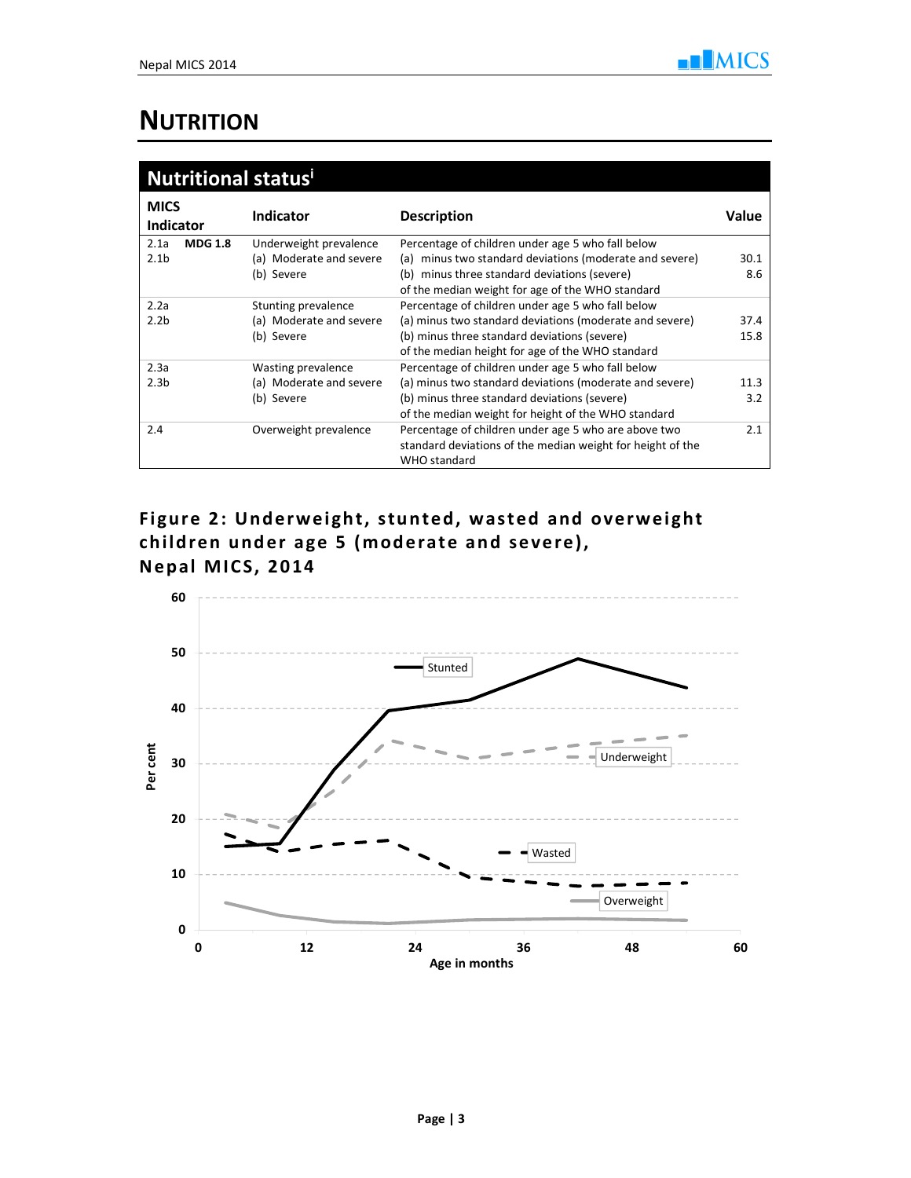# NUTRITION

## Nutritional status[i]

| MICS Indicator | | Indicator | Description | Value |
|---|---|---|---|---|
| 2.1a<br>2.1b | MDG 1.8 | Underweight prevalence<br>(a) Moderate and severe<br>(b) Severe | Percentage of children under age 5 who fall below<br>(a) minus two standard deviations (moderate and severe)<br>(b) minus three standard deviations (severe)<br>of the median weight for age of the WHO standard | <br>30.1<br>8.6 |
| 2.2a<br>2.2b | | Stunting prevalence<br>(a) Moderate and severe<br>(b) Severe | Percentage of children under age 5 who fall below<br>(a) minus two standard deviations (moderate and severe)<br>(b) minus three standard deviations (severe)<br>of the median height for age of the WHO standard | <br>37.4<br>15.8 |
| 2.3a<br>2.3b | | Wasting prevalence<br>(a) Moderate and severe<br>(b) Severe | Percentage of children under age 5 who fall below<br>(a) minus two standard deviations (moderate and severe)<br>(b) minus three standard deviations (severe)<br>of the median weight for height of the WHO standard | <br>11.3<br>3.2 |
| 2.4 | | Overweight prevalence | Percentage of children under age 5 who are above two standard deviations of the median weight for height of the WHO standard | 2.1 |

### Figure 2: Underweight, stunted, wasted and overweight children under age 5 (moderate and severe), Nepal MICS, 2014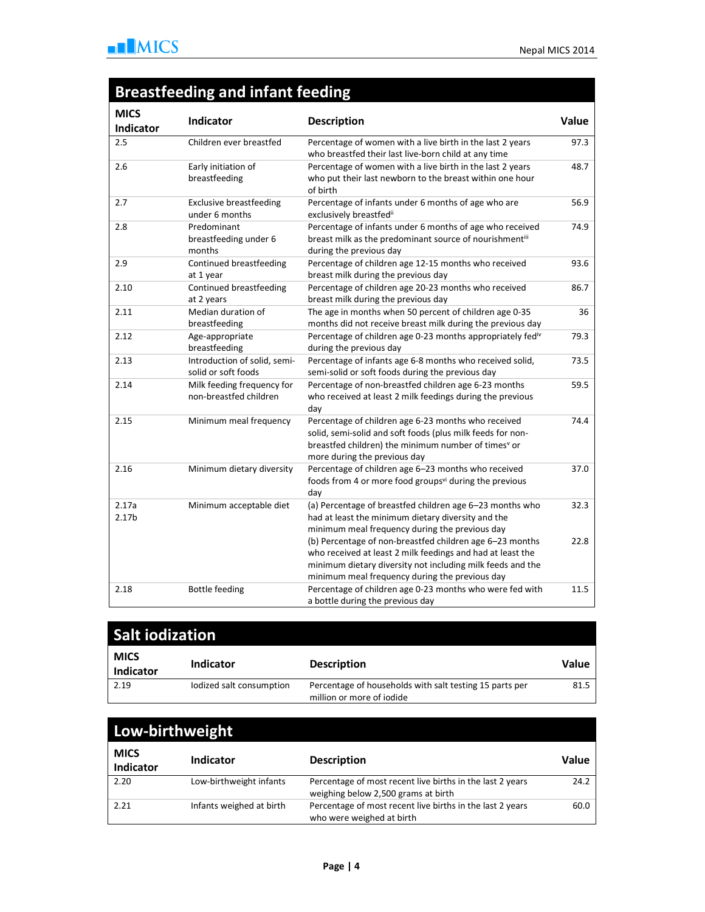## Breastfeeding and infant feeding

| MICS Indicator | Indicator | Description | Value |
|---|---|---|---|
| 2.5 | Children ever breastfed | Percentage of women with a live birth in the last 2 years who breastfed their last live-born child at any time | 97.3 |
| 2.6 | Early initiation of breastfeeding | Percentage of women with a live birth in the last 2 years who put their last newborn to the breast within one hour of birth | 48.7 |
| 2.7 | Exclusive breastfeeding under 6 months | Percentage of infants under 6 months of age who are exclusively breastfed[ii] | 56.9 |
| 2.8 | Predominant breastfeeding under 6 months | Percentage of infants under 6 months of age who received breast milk as the predominant source of nourishment[iii] during the previous day | 74.9 |
| 2.9 | Continued breastfeeding at 1 year | Percentage of children age 12-15 months who received breast milk during the previous day | 93.6 |
| 2.10 | Continued breastfeeding at 2 years | Percentage of children age 20-23 months who received breast milk during the previous day | 86.7 |
| 2.11 | Median duration of breastfeeding | The age in months when 50 percent of children age 0-35 months did not receive breast milk during the previous day | 36 |
| 2.12 | Age-appropriate breastfeeding | Percentage of children age 0-23 months appropriately fed[iv] during the previous day | 79.3 |
| 2.13 | Introduction of solid, semi-solid or soft foods | Percentage of infants age 6-8 months who received solid, semi-solid or soft foods during the previous day | 73.5 |
| 2.14 | Milk feeding frequency for non-breastfed children | Percentage of non-breastfed children age 6-23 months who received at least 2 milk feedings during the previous day | 59.5 |
| 2.15 | Minimum meal frequency | Percentage of children age 6-23 months who received solid, semi-solid and soft foods (plus milk feeds for non-breastfed children) the minimum number of times[v] or more during the previous day | 74.4 |
| 2.16 | Minimum dietary diversity | Percentage of children age 6–23 months who received foods from 4 or more food groups[vi] during the previous day | 37.0 |
| 2.17a<br>2.17b | Minimum acceptable diet | (a) Percentage of breastfed children age 6–23 months who had at least the minimum dietary diversity and the minimum meal frequency during the previous day<br>(b) Percentage of non-breastfed children age 6–23 months who received at least 2 milk feedings and had at least the minimum dietary diversity not including milk feeds and the minimum meal frequency during the previous day | 32.3<br>22.8 |
| 2.18 | Bottle feeding | Percentage of children age 0-23 months who were fed with a bottle during the previous day | 11.5 |

## Salt iodization

| MICS Indicator | Indicator | Description | Value |
|---|---|---|---|
| 2.19 | Iodized salt consumption | Percentage of households with salt testing 15 parts per million or more of iodide | 81.5 |

## Low-birthweight

| MICS Indicator | Indicator | Description | Value |
|---|---|---|---|
| 2.20 | Low-birthweight infants | Percentage of most recent live births in the last 2 years weighing below 2,500 grams at birth | 24.2 |
| 2.21 | Infants weighed at birth | Percentage of most recent live births in the last 2 years who were weighed at birth | 60.0 |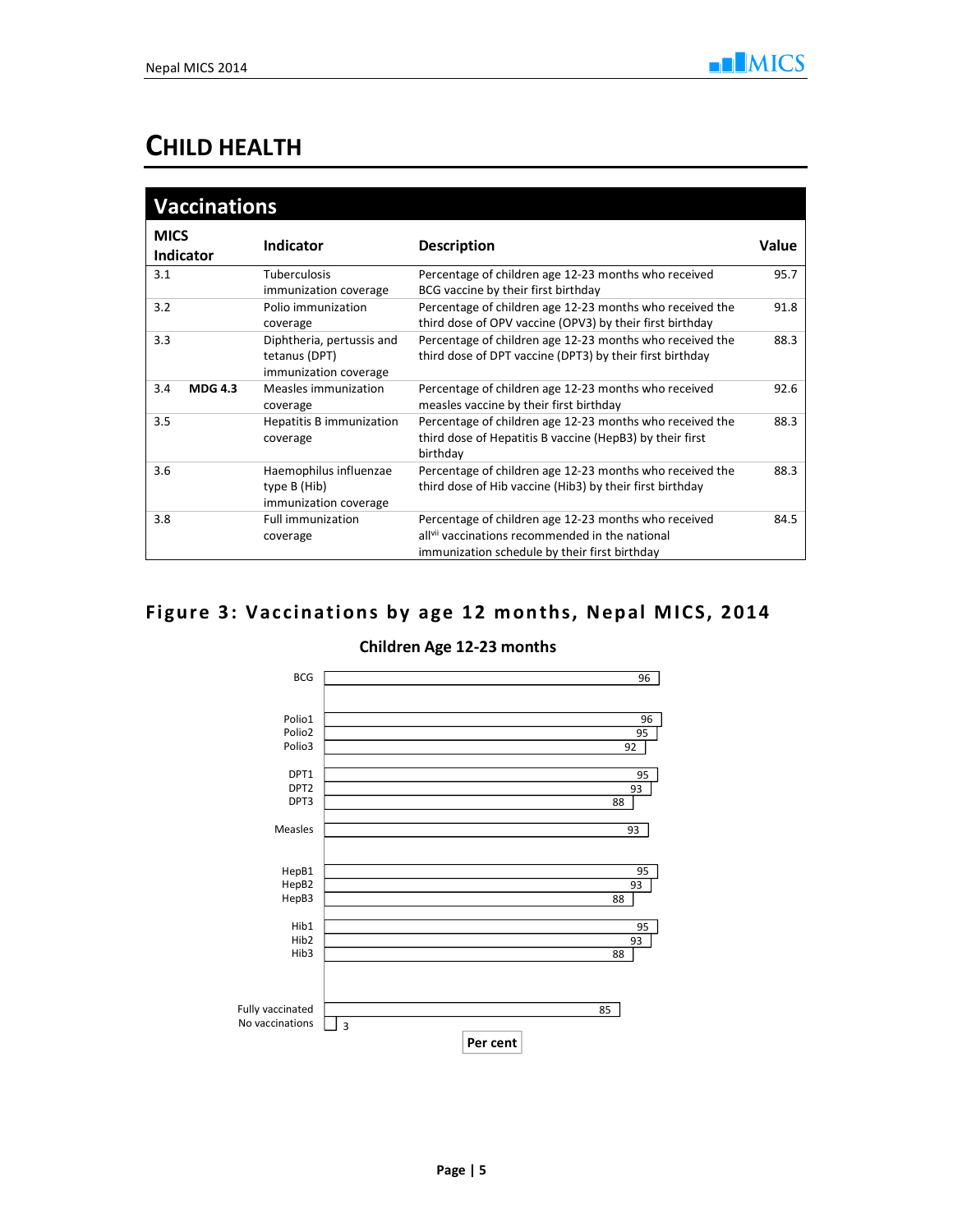# CHILD HEALTH

## Vaccinations

| MICS Indicator | | Indicator | Description | Value |
|---|---|---|---|---|
| 3.1 | | Tuberculosis immunization coverage | Percentage of children age 12-23 months who received BCG vaccine by their first birthday | 95.7 |
| 3.2 | | Polio immunization coverage | Percentage of children age 12-23 months who received the third dose of OPV vaccine (OPV3) by their first birthday | 91.8 |
| 3.3 | | Diphtheria, pertussis and tetanus (DPT) immunization coverage | Percentage of children age 12-23 months who received the third dose of DPT vaccine (DPT3) by their first birthday | 88.3 |
| 3.4 | **MDG 4.3** | Measles immunization coverage | Percentage of children age 12-23 months who received measles vaccine by their first birthday | 92.6 |
| 3.5 | | Hepatitis B immunization coverage | Percentage of children age 12-23 months who received the third dose of Hepatitis B vaccine (HepB3) by their first birthday | 88.3 |
| 3.6 | | Haemophilus influenzae type B (Hib) immunization coverage | Percentage of children age 12-23 months who received the third dose of Hib vaccine (Hib3) by their first birthday | 88.3 |
| 3.8 | | Full immunization coverage | Percentage of children age 12-23 months who received all[vii] vaccinations recommended in the national immunization schedule by their first birthday | 84.5 |

## Figure 3: Vaccinations by age 12 months, Nepal MICS, 2014

**Children Age 12-23 months**

| Vaccination | Per cent |
|---|---|
| BCG | 96 |
| Polio1 | 96 |
| Polio2 | 95 |
| Polio3 | 92 |
| DPT1 | 95 |
| DPT2 | 93 |
| DPT3 | 88 |
| Measles | 93 |
| HepB1 | 95 |
| HepB2 | 93 |
| HepB3 | 88 |
| Hib1 | 95 |
| Hib2 | 93 |
| Hib3 | 88 |
| Fully vaccinated | 85 |
| No vaccinations | 3 |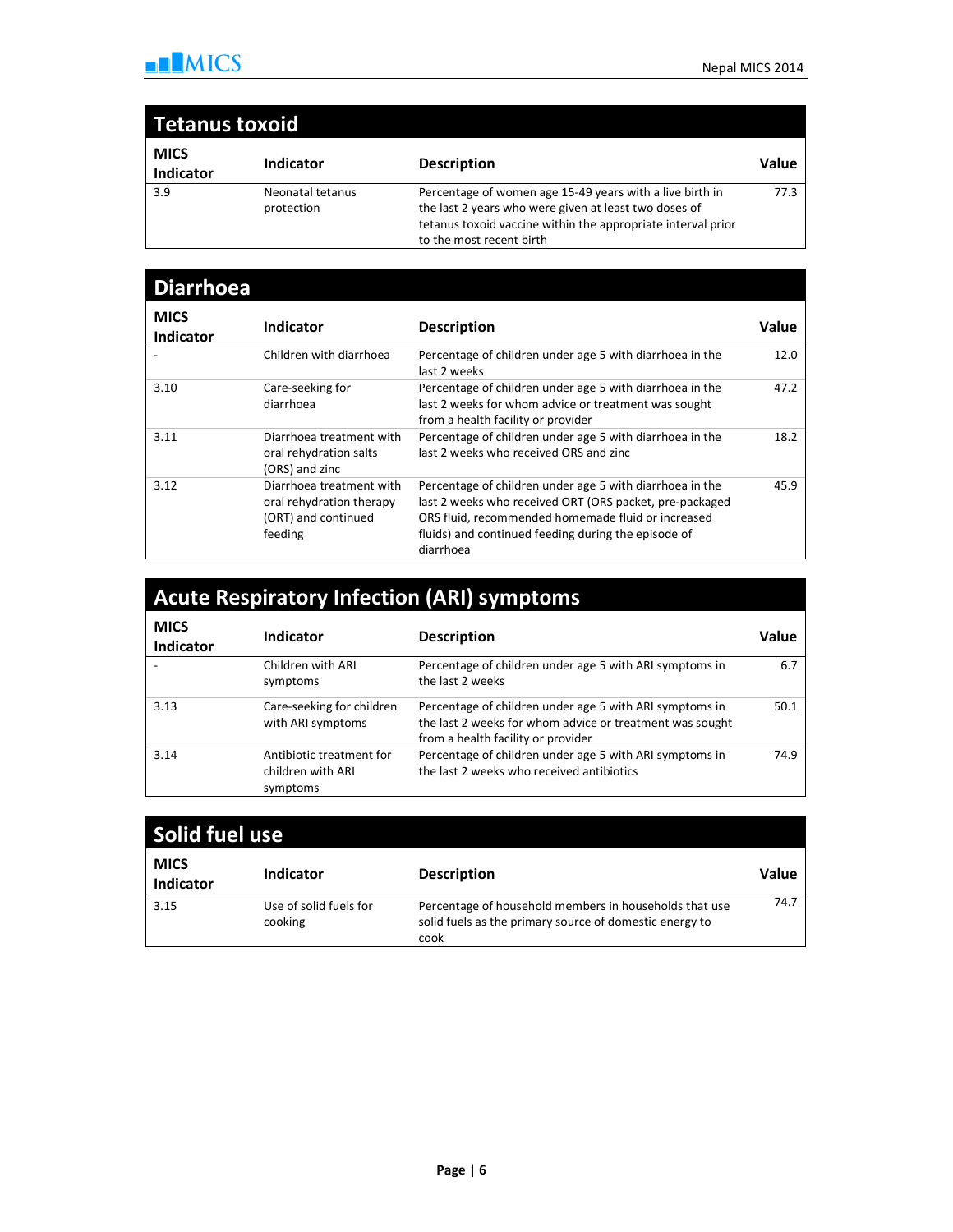## Tetanus toxoid

| MICS Indicator | Indicator | Description | Value |
|---|---|---|---|
| 3.9 | Neonatal tetanus protection | Percentage of women age 15-49 years with a live birth in the last 2 years who were given at least two doses of tetanus toxoid vaccine within the appropriate interval prior to the most recent birth | 77.3 |

## Diarrhoea

| MICS Indicator | Indicator | Description | Value |
|---|---|---|---|
| - | Children with diarrhoea | Percentage of children under age 5 with diarrhoea in the last 2 weeks | 12.0 |
| 3.10 | Care-seeking for diarrhoea | Percentage of children under age 5 with diarrhoea in the last 2 weeks for whom advice or treatment was sought from a health facility or provider | 47.2 |
| 3.11 | Diarrhoea treatment with oral rehydration salts (ORS) and zinc | Percentage of children under age 5 with diarrhoea in the last 2 weeks who received ORS and zinc | 18.2 |
| 3.12 | Diarrhoea treatment with oral rehydration therapy (ORT) and continued feeding | Percentage of children under age 5 with diarrhoea in the last 2 weeks who received ORT (ORS packet, pre-packaged ORS fluid, recommended homemade fluid or increased fluids) and continued feeding during the episode of diarrhoea | 45.9 |

## Acute Respiratory Infection (ARI) symptoms

| MICS Indicator | Indicator | Description | Value |
|---|---|---|---|
| - | Children with ARI symptoms | Percentage of children under age 5 with ARI symptoms in the last 2 weeks | 6.7 |
| 3.13 | Care-seeking for children with ARI symptoms | Percentage of children under age 5 with ARI symptoms in the last 2 weeks for whom advice or treatment was sought from a health facility or provider | 50.1 |
| 3.14 | Antibiotic treatment for children with ARI symptoms | Percentage of children under age 5 with ARI symptoms in the last 2 weeks who received antibiotics | 74.9 |

## Solid fuel use

| MICS Indicator | Indicator | Description | Value |
|---|---|---|---|
| 3.15 | Use of solid fuels for cooking | Percentage of household members in households that use solid fuels as the primary source of domestic energy to cook | 74.7 |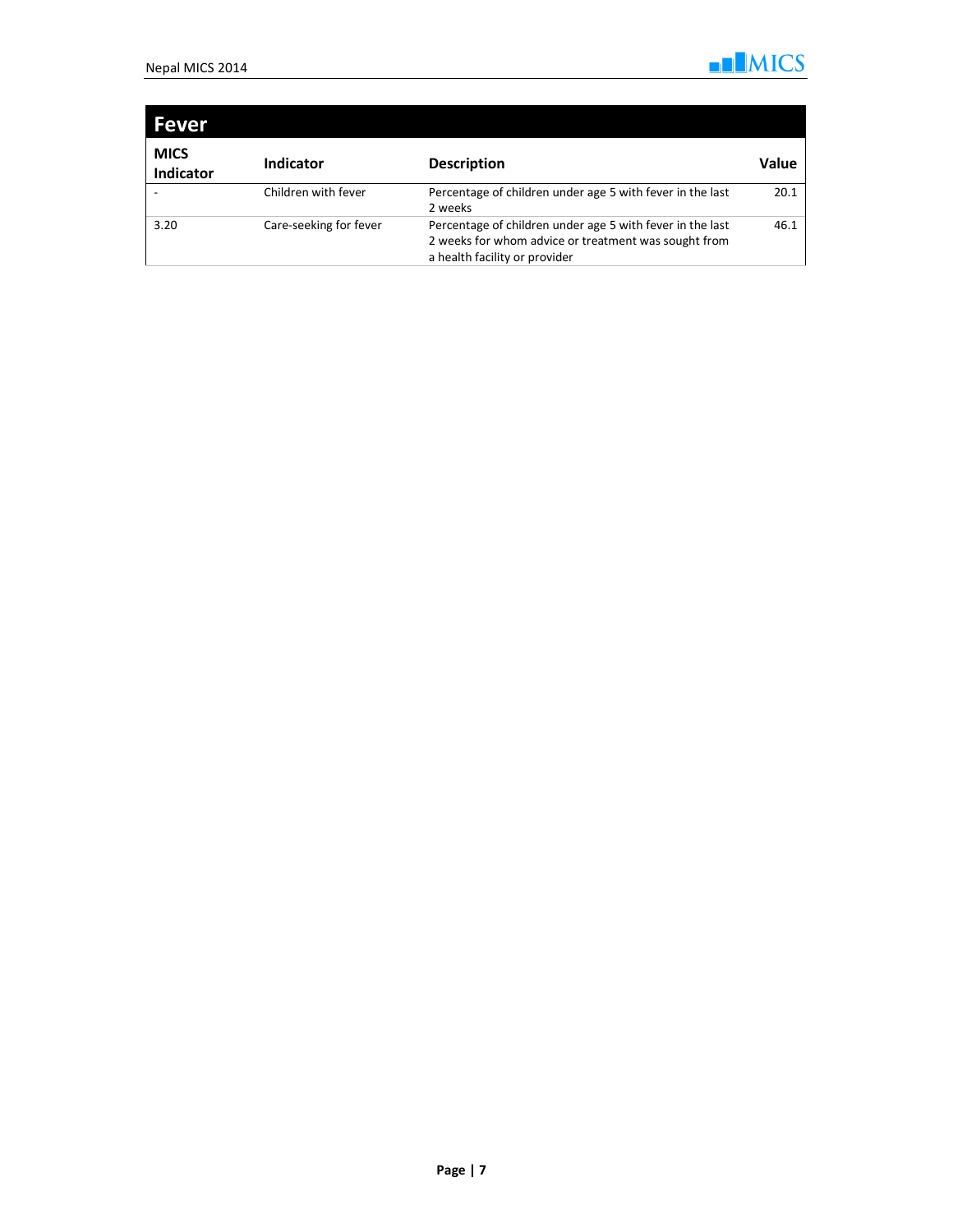## Fever

| MICS Indicator | Indicator | Description | Value |
|---|---|---|---|
| - | Children with fever | Percentage of children under age 5 with fever in the last 2 weeks | 20.1 |
| 3.20 | Care-seeking for fever | Percentage of children under age 5 with fever in the last 2 weeks for whom advice or treatment was sought from a health facility or provider | 46.1 |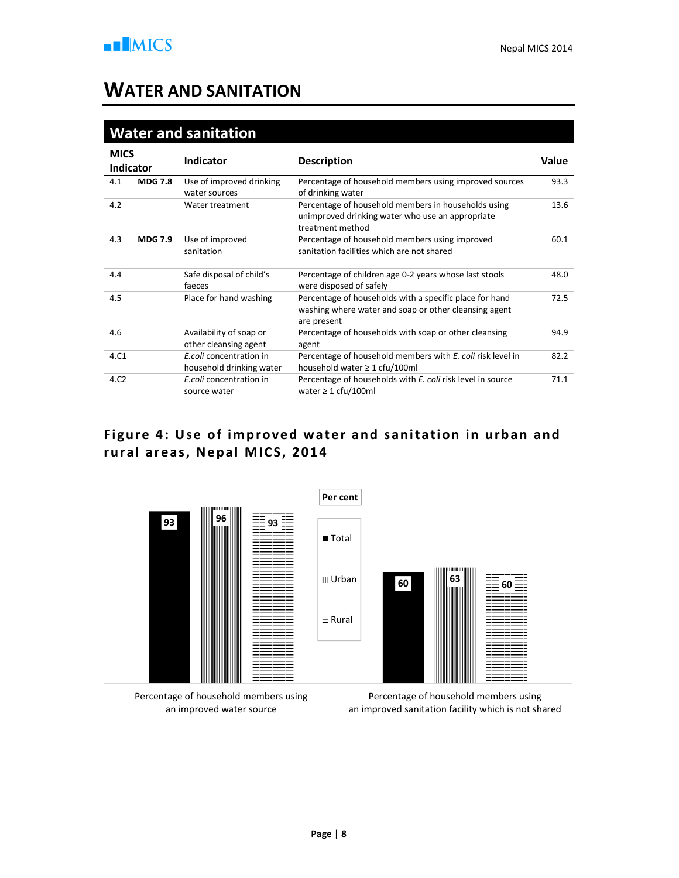# WATER AND SANITATION

| Water and sanitation | | | | |
|---|---|---|---|---|
| **MICS Indicator** | | **Indicator** | **Description** | **Value** |
| 4.1 | **MDG 7.8** | Use of improved drinking water sources | Percentage of household members using improved sources of drinking water | 93.3 |
| 4.2 | | Water treatment | Percentage of household members in households using unimproved drinking water who use an appropriate treatment method | 13.6 |
| 4.3 | **MDG 7.9** | Use of improved sanitation | Percentage of household members using improved sanitation facilities which are not shared | 60.1 |
| 4.4 | | Safe disposal of child's faeces | Percentage of children age 0-2 years whose last stools were disposed of safely | 48.0 |
| 4.5 | | Place for hand washing | Percentage of households with a specific place for hand washing where water and soap or other cleansing agent are present | 72.5 |
| 4.6 | | Availability of soap or other cleansing agent | Percentage of households with soap or other cleansing agent | 94.9 |
| 4.C1 | | *E.coli* concentration in household drinking water | Percentage of household members with *E. coli* risk level in household water ≥ 1 cfu/100ml | 82.2 |
| 4.C2 | | *E.coli* concentration in source water | Percentage of households with *E. coli* risk level in source water ≥ 1 cfu/100ml | 71.1 |

## Figure 4: Use of improved water and sanitation in urban and rural areas, Nepal MICS, 2014

Per cent

| | Total | Urban | Rural |
|---|---|---|---|
| Percentage of household members using an improved water source | 93 | 96 | 93 |
| Percentage of household members using an improved sanitation facility which is not shared | 60 | 63 | 60 |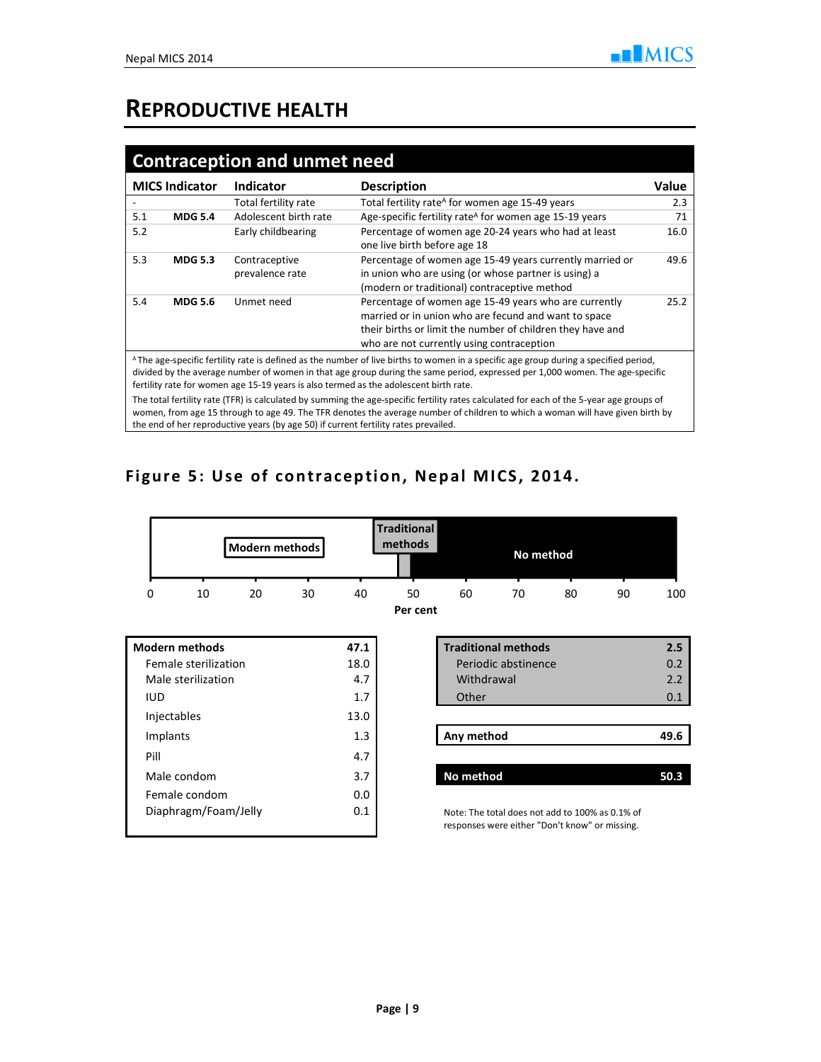# REPRODUCTIVE HEALTH

## Contraception and unmet need

| MICS Indicator | | Indicator | Description | Value |
|---|---|---|---|---|
| - | | Total fertility rate | Total fertility rate[A] for women age 15-49 years | 2.3 |
| 5.1 | **MDG 5.4** | Adolescent birth rate | Age-specific fertility rate[A] for women age 15-19 years | 71 |
| 5.2 | | Early childbearing | Percentage of women age 20-24 years who had at least one live birth before age 18 | 16.0 |
| 5.3 | **MDG 5.3** | Contraceptive prevalence rate | Percentage of women age 15-49 years currently married or in union who are using (or whose partner is using) a (modern or traditional) contraceptive method | 49.6 |
| 5.4 | **MDG 5.6** | Unmet need | Percentage of women age 15-49 years who are currently married or in union who are fecund and want to space their births or limit the number of children they have and who are not currently using contraception | 25.2 |

[A] The age-specific fertility rate is defined as the number of live births to women in a specific age group during a specified period, divided by the average number of women in that age group during the same period, expressed per 1,000 women. The age-specific fertility rate for women age 15-19 years is also termed as the adolescent birth rate.

The total fertility rate (TFR) is calculated by summing the age-specific fertility rates calculated for each of the 5-year age groups of women, from age 15 through to age 49. The TFR denotes the average number of children to which a woman will have given birth by the end of her reproductive years (by age 50) if current fertility rates prevailed.

## Figure 5: Use of contraception, Nepal MICS, 2014.

| Modern methods | 47.1 |
|---|---|
| Female sterilization | 18.0 |
| Male sterilization | 4.7 |
| IUD | 1.7 |
| Injectables | 13.0 |
| Implants | 1.3 |
| Pill | 4.7 |
| Male condom | 3.7 |
| Female condom | 0.0 |
| Diaphragm/Foam/Jelly | 0.1 |

| Traditional methods | 2.5 |
|---|---|
| Periodic abstinence | 0.2 |
| Withdrawal | 2.2 |
| Other | 0.1 |

| Any method | 49.6 |
|---|---|

| No method | 50.3 |
|---|---|

Note: The total does not add to 100% as 0.1% of responses were either "Don't know" or missing.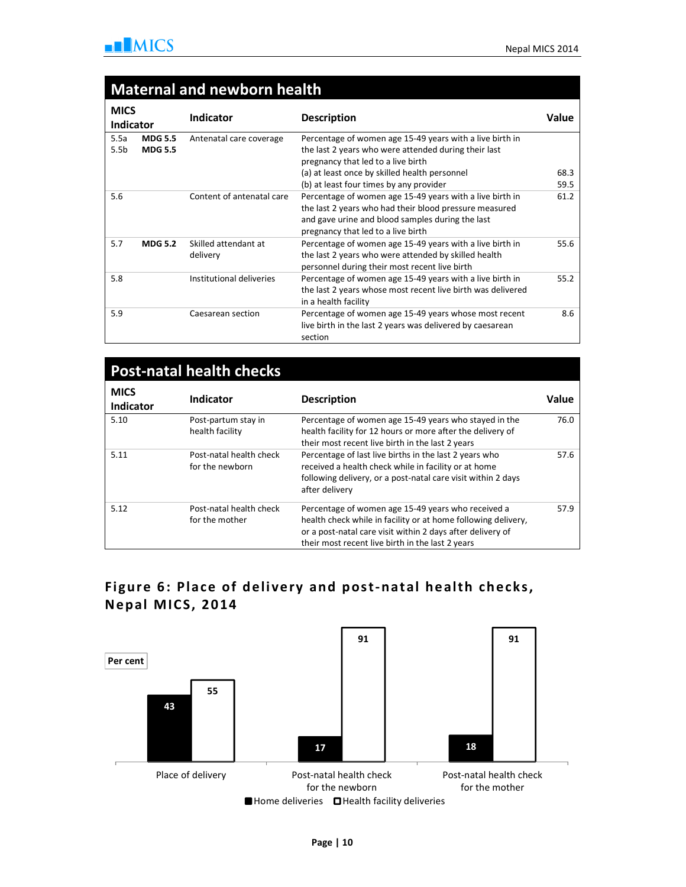## Maternal and newborn health

| MICS Indicator | | Indicator | Description | Value |
|---|---|---|---|---|
| 5.5a<br>5.5b | **MDG 5.5**<br>**MDG 5.5** | Antenatal care coverage | Percentage of women age 15-49 years with a live birth in the last 2 years who were attended during their last pregnancy that led to a live birth<br>(a) at least once by skilled health personnel<br>(b) at least four times by any provider | <br><br>68.3<br>59.5 |
| 5.6 | | Content of antenatal care | Percentage of women age 15-49 years with a live birth in the last 2 years who had their blood pressure measured and gave urine and blood samples during the last pregnancy that led to a live birth | 61.2 |
| 5.7 | **MDG 5.2** | Skilled attendant at delivery | Percentage of women age 15-49 years with a live birth in the last 2 years who were attended by skilled health personnel during their most recent live birth | 55.6 |
| 5.8 | | Institutional deliveries | Percentage of women age 15-49 years with a live birth in the last 2 years whose most recent live birth was delivered in a health facility | 55.2 |
| 5.9 | | Caesarean section | Percentage of women age 15-49 years whose most recent live birth in the last 2 years was delivered by caesarean section | 8.6 |

## Post-natal health checks

| MICS Indicator | Indicator | Description | Value |
|---|---|---|---|
| 5.10 | Post-partum stay in health facility | Percentage of women age 15-49 years who stayed in the health facility for 12 hours or more after the delivery of their most recent live birth in the last 2 years | 76.0 |
| 5.11 | Post-natal health check for the newborn | Percentage of last live births in the last 2 years who received a health check while in facility or at home following delivery, or a post-natal care visit within 2 days after delivery | 57.6 |
| 5.12 | Post-natal health check for the mother | Percentage of women age 15-49 years who received a health check while in facility or at home following delivery, or a post-natal care visit within 2 days after delivery of their most recent live birth in the last 2 years | 57.9 |

### Figure 6: Place of delivery and post-natal health checks, Nepal MICS, 2014

Per cent

| | Home deliveries | Health facility deliveries |
|---|---|---|
| Place of delivery | 43 | 55 |
| Post-natal health check for the newborn | 17 | 91 |
| Post-natal health check for the mother | 18 | 91 |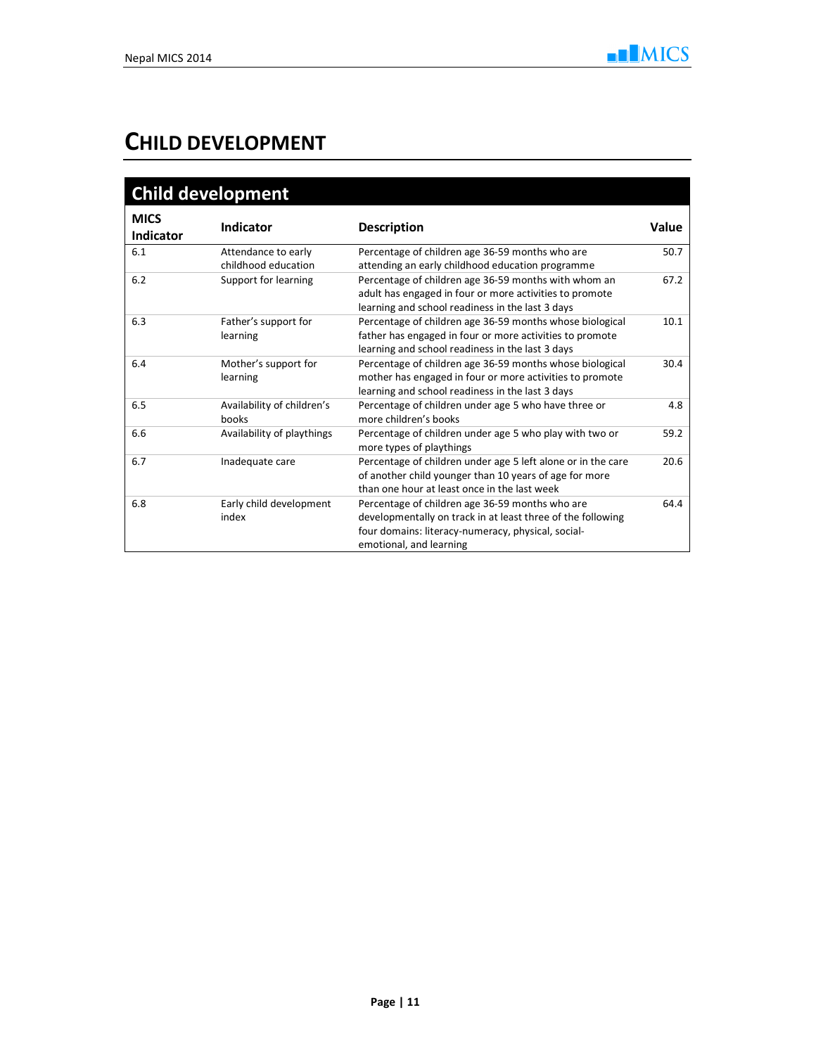# CHILD DEVELOPMENT

## Child development

| MICS Indicator | Indicator | Description | Value |
|---|---|---|---|
| 6.1 | Attendance to early childhood education | Percentage of children age 36-59 months who are attending an early childhood education programme | 50.7 |
| 6.2 | Support for learning | Percentage of children age 36-59 months with whom an adult has engaged in four or more activities to promote learning and school readiness in the last 3 days | 67.2 |
| 6.3 | Father's support for learning | Percentage of children age 36-59 months whose biological father has engaged in four or more activities to promote learning and school readiness in the last 3 days | 10.1 |
| 6.4 | Mother's support for learning | Percentage of children age 36-59 months whose biological mother has engaged in four or more activities to promote learning and school readiness in the last 3 days | 30.4 |
| 6.5 | Availability of children's books | Percentage of children under age 5 who have three or more children's books | 4.8 |
| 6.6 | Availability of playthings | Percentage of children under age 5 who play with two or more types of playthings | 59.2 |
| 6.7 | Inadequate care | Percentage of children under age 5 left alone or in the care of another child younger than 10 years of age for more than one hour at least once in the last week | 20.6 |
| 6.8 | Early child development index | Percentage of children age 36-59 months who are developmentally on track in at least three of the following four domains: literacy-numeracy, physical, social-emotional, and learning | 64.4 |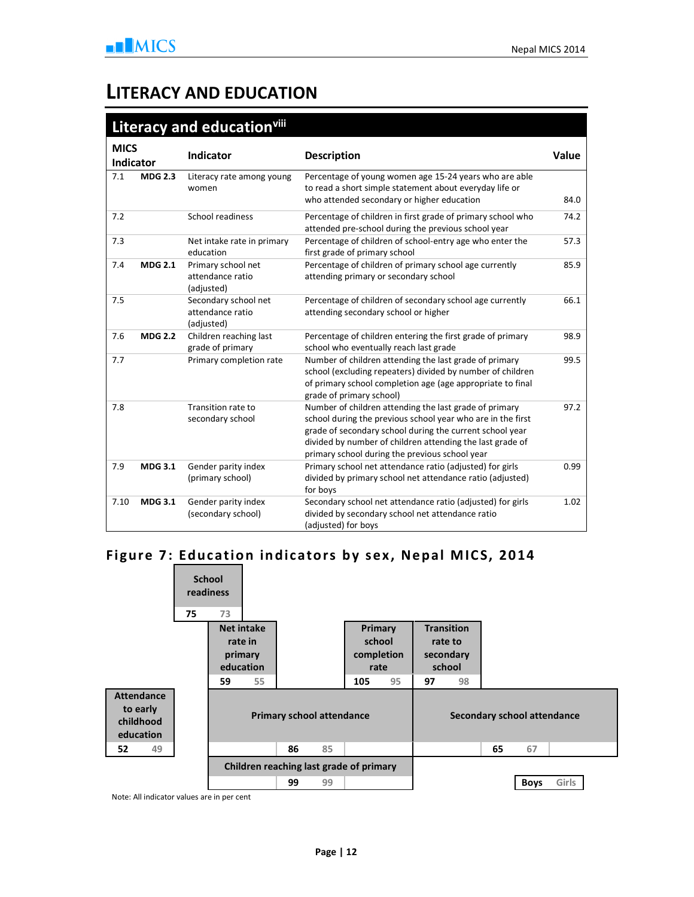# LITERACY AND EDUCATION

## Literacy and education[viii]

| MICS Indicator | | Indicator | Description | Value |
|---|---|---|---|---|
| 7.1 | MDG 2.3 | Literacy rate among young women | Percentage of young women age 15-24 years who are able to read a short simple statement about everyday life or who attended secondary or higher education | 84.0 |
| 7.2 | | School readiness | Percentage of children in first grade of primary school who attended pre-school during the previous school year | 74.2 |
| 7.3 | | Net intake rate in primary education | Percentage of children of school-entry age who enter the first grade of primary school | 57.3 |
| 7.4 | MDG 2.1 | Primary school net attendance ratio (adjusted) | Percentage of children of primary school age currently attending primary or secondary school | 85.9 |
| 7.5 | | Secondary school net attendance ratio (adjusted) | Percentage of children of secondary school age currently attending secondary school or higher | 66.1 |
| 7.6 | MDG 2.2 | Children reaching last grade of primary | Percentage of children entering the first grade of primary school who eventually reach last grade | 98.9 |
| 7.7 | | Primary completion rate | Number of children attending the last grade of primary school (excluding repeaters) divided by number of children of primary school completion age (age appropriate to final grade of primary school) | 99.5 |
| 7.8 | | Transition rate to secondary school | Number of children attending the last grade of primary school during the previous school year who are in the first grade of secondary school during the current school year divided by number of children attending the last grade of primary school during the previous school year | 97.2 |
| 7.9 | MDG 3.1 | Gender parity index (primary school) | Primary school net attendance ratio (adjusted) for girls divided by primary school net attendance ratio (adjusted) for boys | 0.99 |
| 7.10 | MDG 3.1 | Gender parity index (secondary school) | Secondary school net attendance ratio (adjusted) for girls divided by secondary school net attendance ratio (adjusted) for boys | 1.02 |

## Figure 7: Education indicators by sex, Nepal MICS, 2014

| Indicator | Boys | Girls |
|---|---|---|
| Attendance to early childhood education | 52 | 49 |
| School readiness | 75 | 73 |
| Net intake rate in primary education | 59 | 55 |
| Primary school attendance | 86 | 85 |
| Children reaching last grade of primary | 99 | 99 |
| Primary school completion rate | 105 | 95 |
| Transition rate to secondary school | 97 | 98 |
| Secondary school attendance | 65 | 67 |

Note: All indicator values are in per cent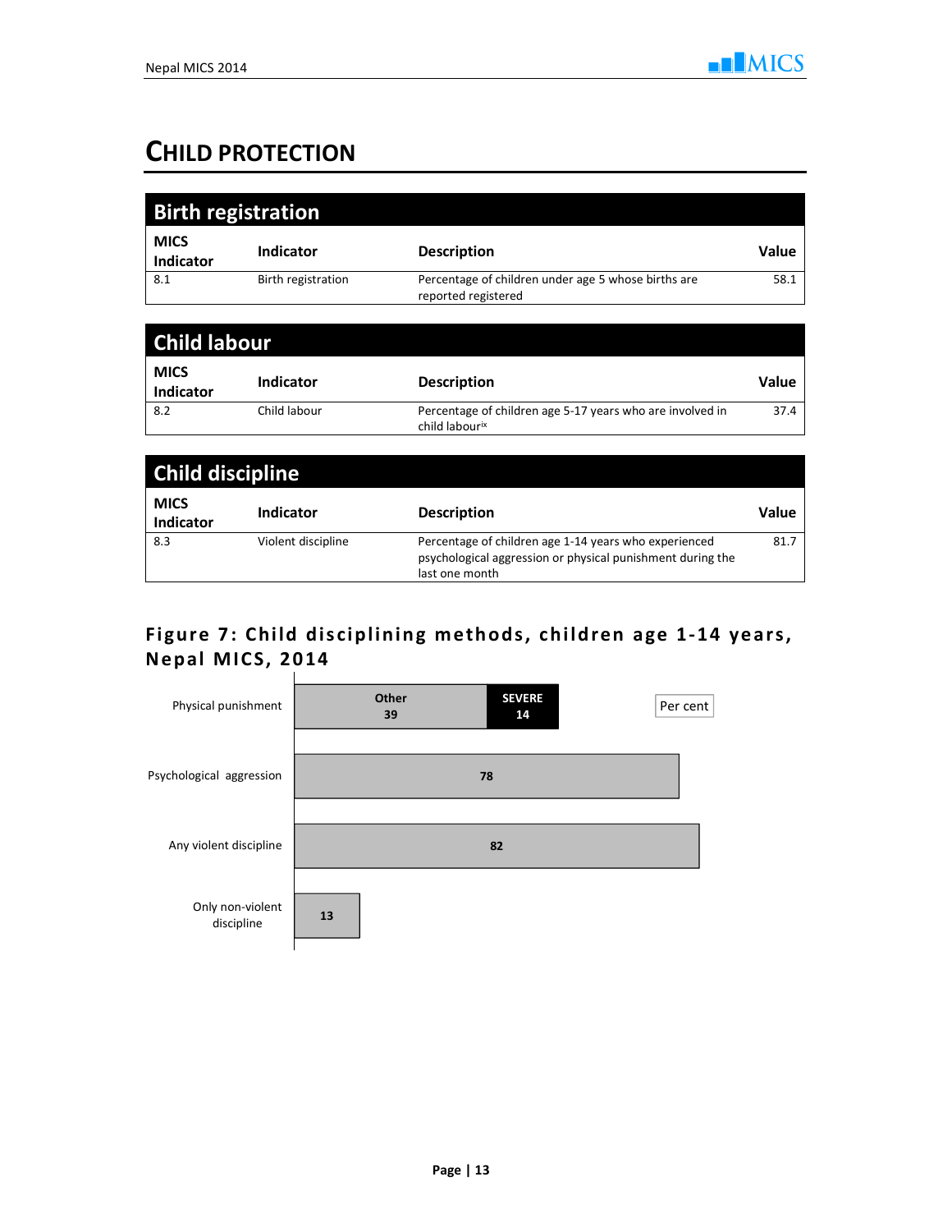# CHILD PROTECTION

## Birth registration

| MICS Indicator | Indicator | Description | Value |
|---|---|---|---|
| 8.1 | Birth registration | Percentage of children under age 5 whose births are reported registered | 58.1 |

## Child labour

| MICS Indicator | Indicator | Description | Value |
|---|---|---|---|
| 8.2 | Child labour | Percentage of children age 5-17 years who are involved in child labour[ix] | 37.4 |

## Child discipline

| MICS Indicator | Indicator | Description | Value |
|---|---|---|---|
| 8.3 | Violent discipline | Percentage of children age 1-14 years who experienced psychological aggression or physical punishment during the last one month | 81.7 |

### Figure 7: Child disciplining methods, children age 1-14 years, Nepal MICS, 2014

Per cent

| Method | Value |
|---|---|
| Physical punishment | Other 39; SEVERE 14 |
| Psychological aggression | 78 |
| Any violent discipline | 82 |
| Only non-violent discipline | 13 |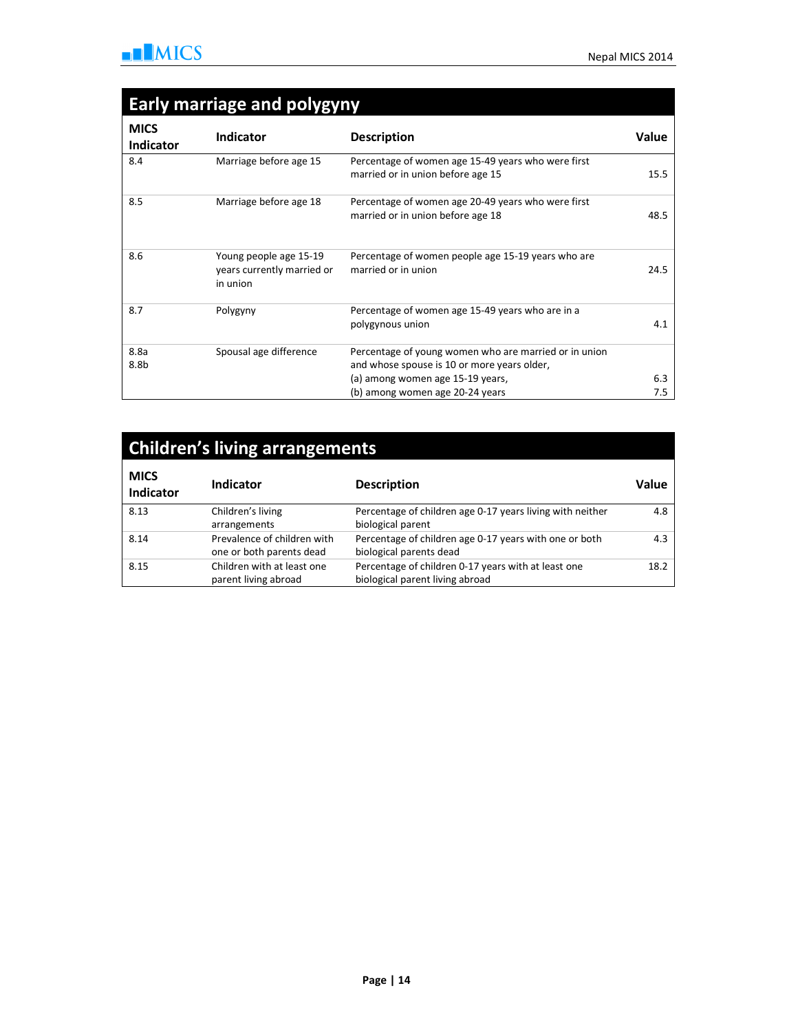## Early marriage and polygyny

| MICS Indicator | Indicator | Description | Value |
|---|---|---|---|
| 8.4 | Marriage before age 15 | Percentage of women age 15-49 years who were first married or in union before age 15 | 15.5 |
| 8.5 | Marriage before age 18 | Percentage of women age 20-49 years who were first married or in union before age 18 | 48.5 |
| 8.6 | Young people age 15-19 years currently married or in union | Percentage of women people age 15-19 years who are married or in union | 24.5 |
| 8.7 | Polygyny | Percentage of women age 15-49 years who are in a polygynous union | 4.1 |
| 8.8a<br>8.8b | Spousal age difference | Percentage of young women who are married or in union and whose spouse is 10 or more years older,<br>(a) among women age 15-19 years,<br>(b) among women age 20-24 years | <br><br>6.3<br>7.5 |

## Children's living arrangements

| MICS Indicator | Indicator | Description | Value |
|---|---|---|---|
| 8.13 | Children's living arrangements | Percentage of children age 0-17 years living with neither biological parent | 4.8 |
| 8.14 | Prevalence of children with one or both parents dead | Percentage of children age 0-17 years with one or both biological parents dead | 4.3 |
| 8.15 | Children with at least one parent living abroad | Percentage of children 0-17 years with at least one biological parent living abroad | 18.2 |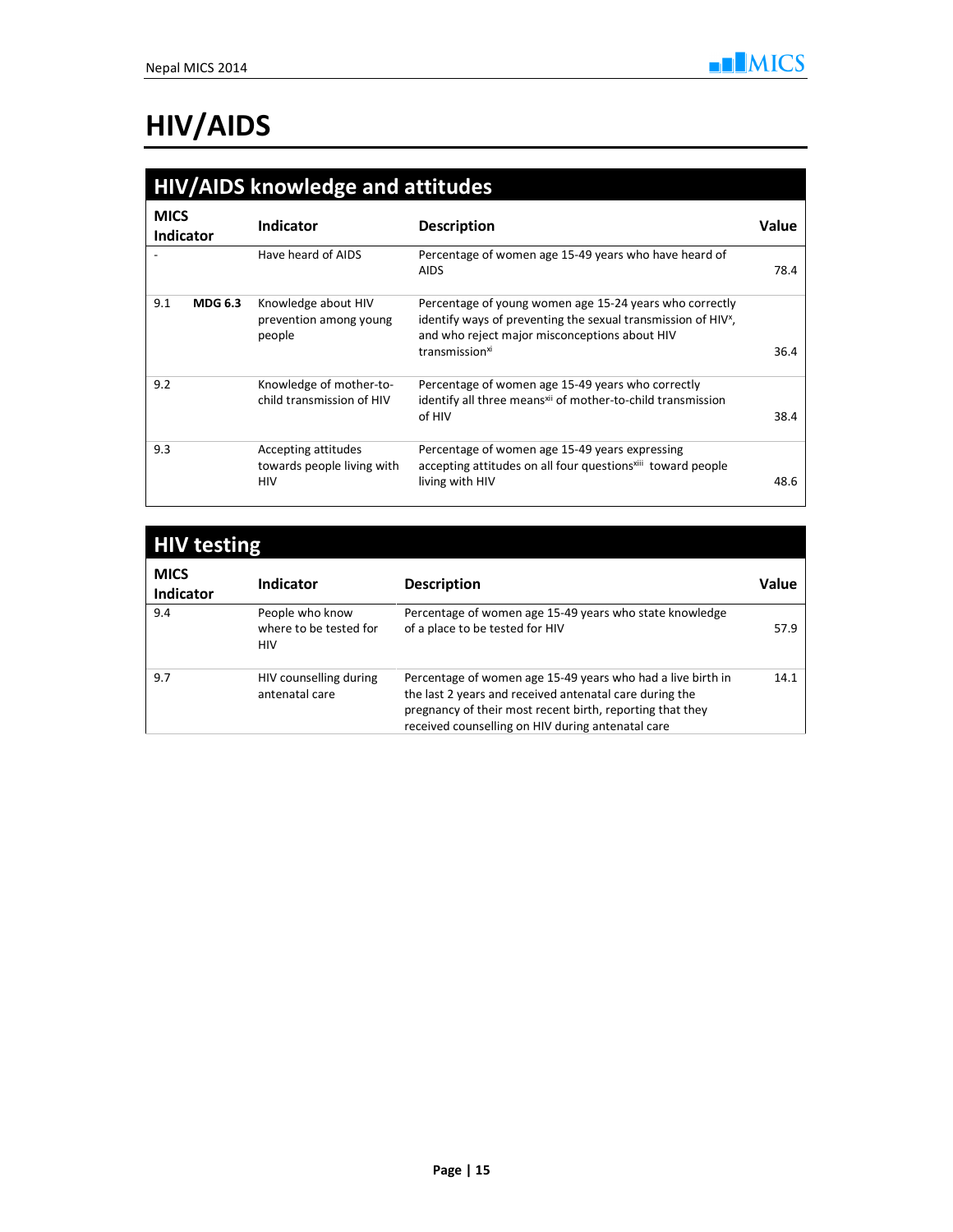# HIV/AIDS

## HIV/AIDS knowledge and attitudes

| MICS Indicator | | Indicator | Description | Value |
|---|---|---|---|---|
| - | | Have heard of AIDS | Percentage of women age 15-49 years who have heard of AIDS | 78.4 |
| 9.1 | **MDG 6.3** | Knowledge about HIV prevention among young people | Percentage of young women age 15-24 years who correctly identify ways of preventing the sexual transmission of HIV[x], and who reject major misconceptions about HIV transmission[xi] | 36.4 |
| 9.2 | | Knowledge of mother-to-child transmission of HIV | Percentage of women age 15-49 years who correctly identify all three means[xii] of mother-to-child transmission of HIV | 38.4 |
| 9.3 | | Accepting attitudes towards people living with HIV | Percentage of women age 15-49 years expressing accepting attitudes on all four questions[xiii] toward people living with HIV | 48.6 |

## HIV testing

| MICS Indicator | Indicator | Description | Value |
|---|---|---|---|
| 9.4 | People who know where to be tested for HIV | Percentage of women age 15-49 years who state knowledge of a place to be tested for HIV | 57.9 |
| 9.7 | HIV counselling during antenatal care | Percentage of women age 15-49 years who had a live birth in the last 2 years and received antenatal care during the pregnancy of their most recent birth, reporting that they received counselling on HIV during antenatal care | 14.1 |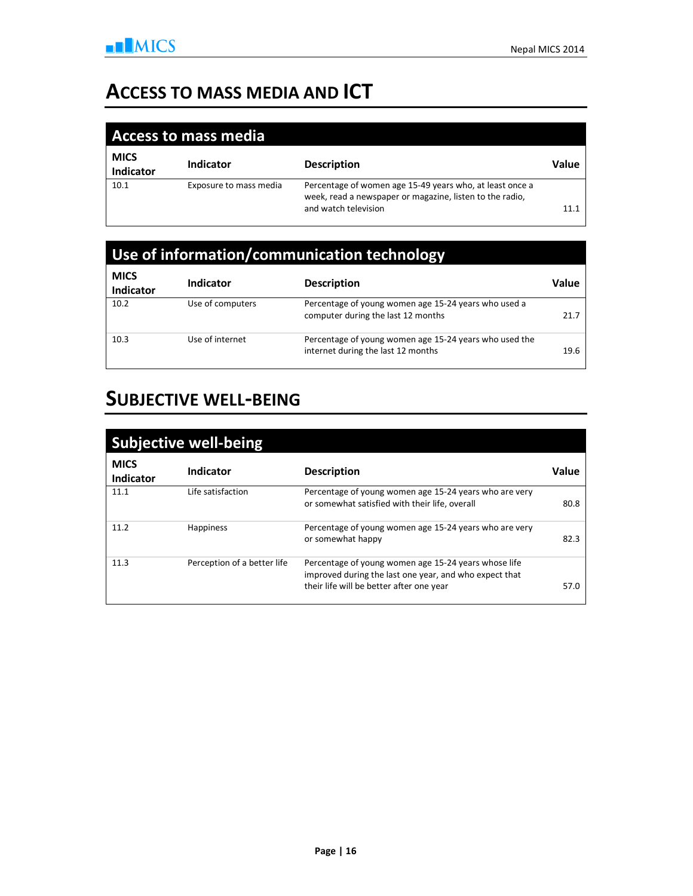# ACCESS TO MASS MEDIA AND ICT

## Access to mass media

| MICS Indicator | Indicator | Description | Value |
|---|---|---|---|
| 10.1 | Exposure to mass media | Percentage of women age 15-49 years who, at least once a week, read a newspaper or magazine, listen to the radio, and watch television | 11.1 |

## Use of information/communication technology

| MICS Indicator | Indicator | Description | Value |
|---|---|---|---|
| 10.2 | Use of computers | Percentage of young women age 15-24 years who used a computer during the last 12 months | 21.7 |
| 10.3 | Use of internet | Percentage of young women age 15-24 years who used the internet during the last 12 months | 19.6 |

# SUBJECTIVE WELL-BEING

## Subjective well-being

| MICS Indicator | Indicator | Description | Value |
|---|---|---|---|
| 11.1 | Life satisfaction | Percentage of young women age 15-24 years who are very or somewhat satisfied with their life, overall | 80.8 |
| 11.2 | Happiness | Percentage of young women age 15-24 years who are very or somewhat happy | 82.3 |
| 11.3 | Perception of a better life | Percentage of young women age 15-24 years whose life improved during the last one year, and who expect that their life will be better after one year | 57.0 |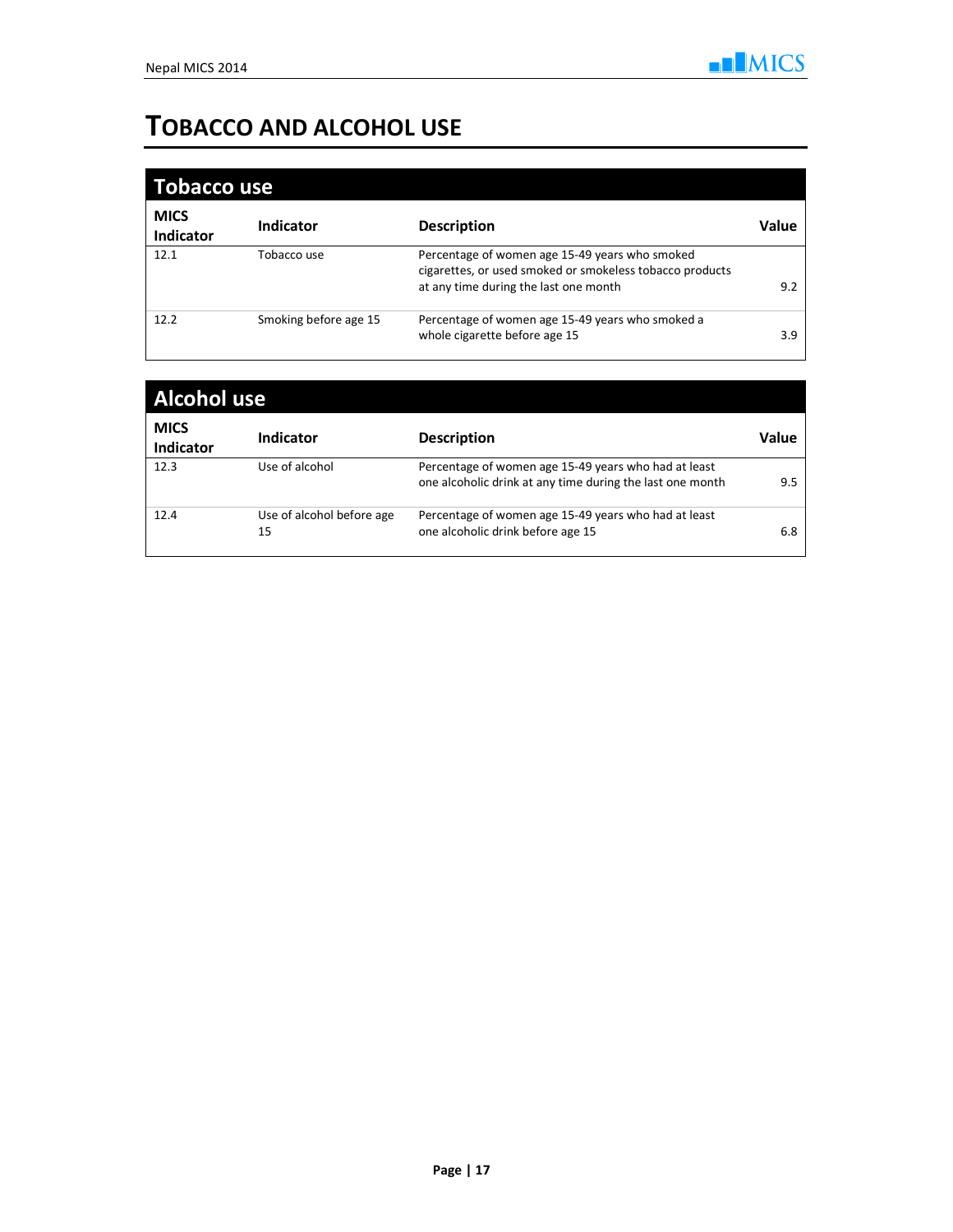# TOBACCO AND ALCOHOL USE

## Tobacco use

| MICS Indicator | Indicator | Description | Value |
|---|---|---|---|
| 12.1 | Tobacco use | Percentage of women age 15-49 years who smoked cigarettes, or used smoked or smokeless tobacco products at any time during the last one month | 9.2 |
| 12.2 | Smoking before age 15 | Percentage of women age 15-49 years who smoked a whole cigarette before age 15 | 3.9 |

## Alcohol use

| MICS Indicator | Indicator | Description | Value |
|---|---|---|---|
| 12.3 | Use of alcohol | Percentage of women age 15-49 years who had at least one alcoholic drink at any time during the last one month | 9.5 |
| 12.4 | Use of alcohol before age 15 | Percentage of women age 15-49 years who had at least one alcoholic drink before age 15 | 6.8 |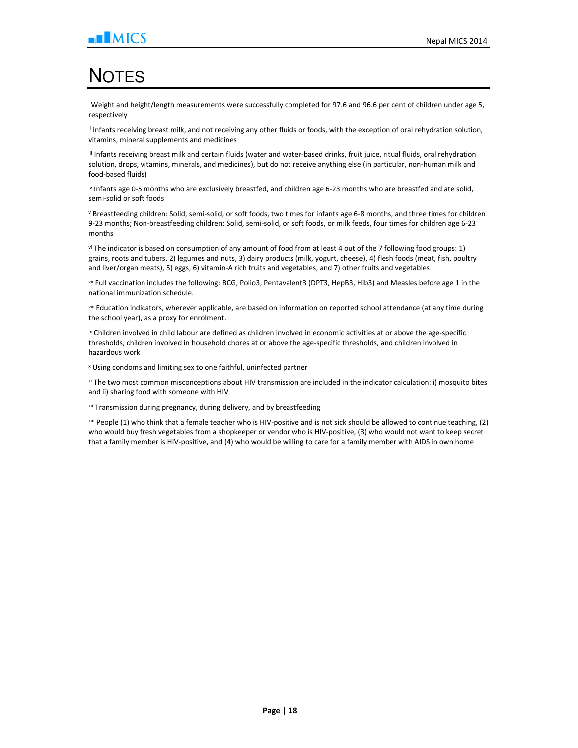# NOTES

[i] Weight and height/length measurements were successfully completed for 97.6 and 96.6 per cent of children under age 5, respectively

[ii] Infants receiving breast milk, and not receiving any other fluids or foods, with the exception of oral rehydration solution, vitamins, mineral supplements and medicines

[iii] Infants receiving breast milk and certain fluids (water and water-based drinks, fruit juice, ritual fluids, oral rehydration solution, drops, vitamins, minerals, and medicines), but do not receive anything else (in particular, non-human milk and food-based fluids)

[iv] Infants age 0-5 months who are exclusively breastfed, and children age 6-23 months who are breastfed and ate solid, semi-solid or soft foods

[v] Breastfeeding children: Solid, semi-solid, or soft foods, two times for infants age 6-8 months, and three times for children 9-23 months; Non-breastfeeding children: Solid, semi-solid, or soft foods, or milk feeds, four times for children age 6-23 months

[vi] The indicator is based on consumption of any amount of food from at least 4 out of the 7 following food groups: 1) grains, roots and tubers, 2) legumes and nuts, 3) dairy products (milk, yogurt, cheese), 4) flesh foods (meat, fish, poultry and liver/organ meats), 5) eggs, 6) vitamin-A rich fruits and vegetables, and 7) other fruits and vegetables

[vii] Full vaccination includes the following: BCG, Polio3, Pentavalent3 (DPT3, HepB3, Hib3) and Measles before age 1 in the national immunization schedule.

[viii] Education indicators, wherever applicable, are based on information on reported school attendance (at any time during the school year), as a proxy for enrolment.

[ix] Children involved in child labour are defined as children involved in economic activities at or above the age-specific thresholds, children involved in household chores at or above the age-specific thresholds, and children involved in hazardous work

[x] Using condoms and limiting sex to one faithful, uninfected partner

[xi] The two most common misconceptions about HIV transmission are included in the indicator calculation: i) mosquito bites and ii) sharing food with someone with HIV

[xii] Transmission during pregnancy, during delivery, and by breastfeeding

[xiii] People (1) who think that a female teacher who is HIV-positive and is not sick should be allowed to continue teaching, (2) who would buy fresh vegetables from a shopkeeper or vendor who is HIV-positive, (3) who would not want to keep secret that a family member is HIV-positive, and (4) who would be willing to care for a family member with AIDS in own home